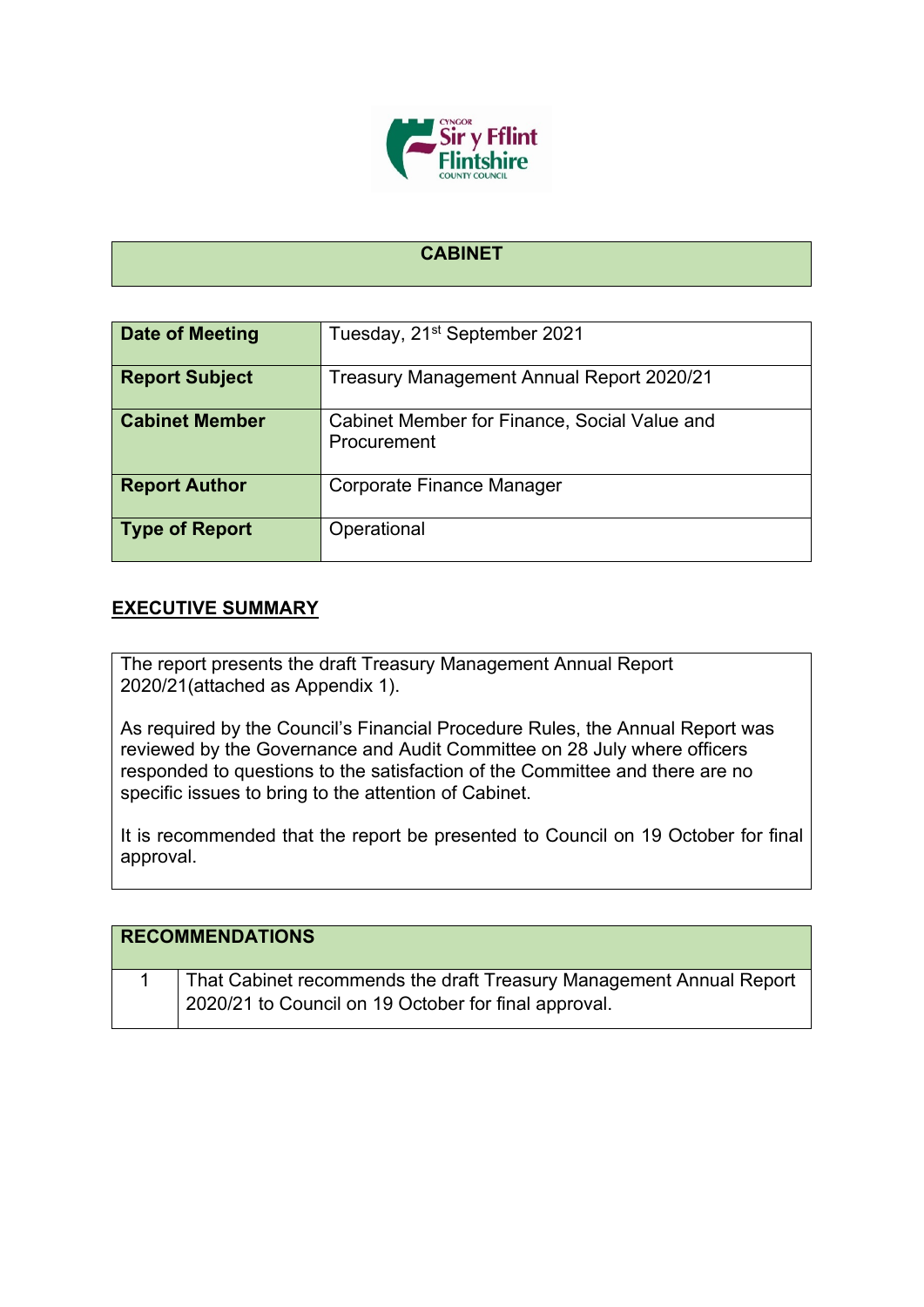# CABINET

| | |
|---|---|
| **Date of Meeting** | Tuesday, 21st September 2021 |
| **Report Subject** | Treasury Management Annual Report 2020/21 |
| **Cabinet Member** | Cabinet Member for Finance, Social Value and Procurement |
| **Report Author** | Corporate Finance Manager |
| **Type of Report** | Operational |

## EXECUTIVE SUMMARY

The report presents the draft Treasury Management Annual Report 2020/21(attached as Appendix 1).

As required by the Council's Financial Procedure Rules, the Annual Report was reviewed by the Governance and Audit Committee on 28 July where officers responded to questions to the satisfaction of the Committee and there are no specific issues to bring to the attention of Cabinet.

It is recommended that the report be presented to Council on 19 October for final approval.

| RECOMMENDATIONS | |
|---|---|
| 1 | That Cabinet recommends the draft Treasury Management Annual Report 2020/21 to Council on 19 October for final approval. |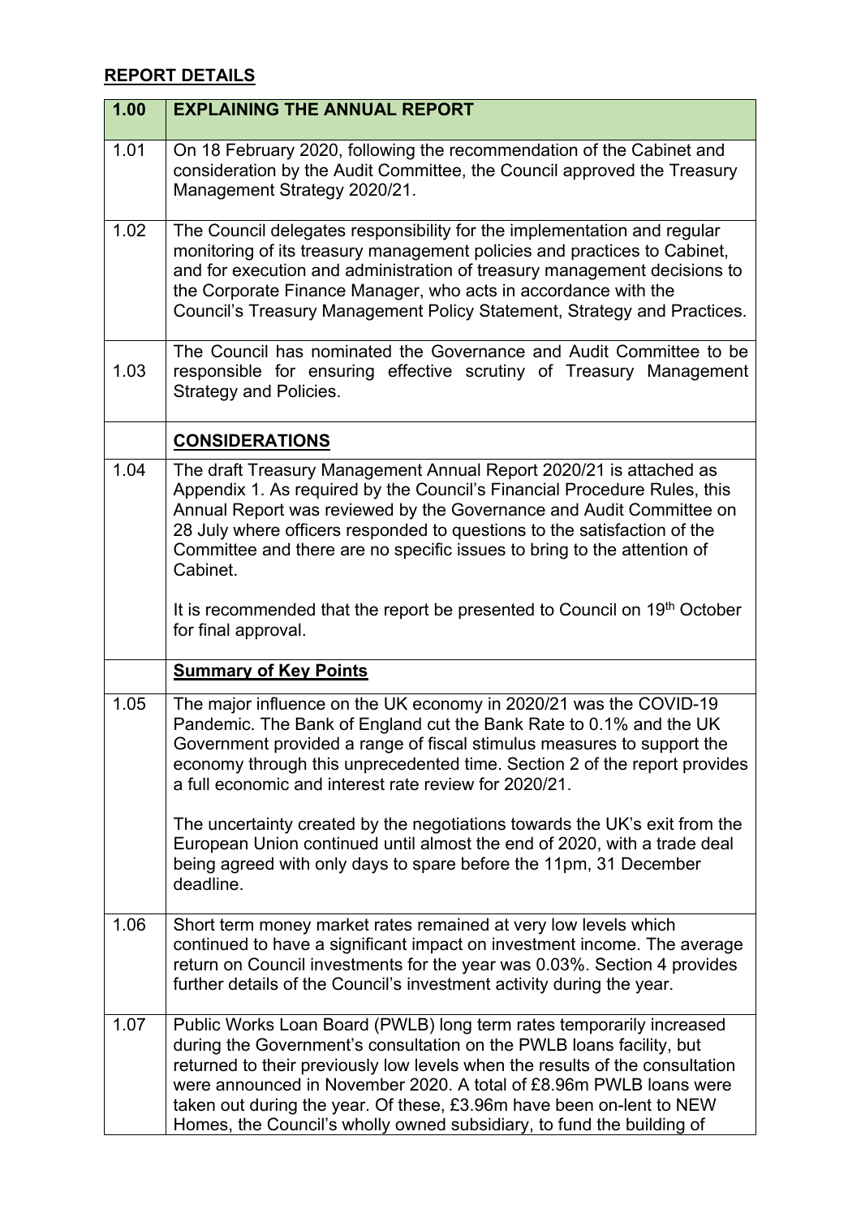## REPORT DETAILS

| 1.00 | EXPLAINING THE ANNUAL REPORT |
|---|---|
| 1.01 | On 18 February 2020, following the recommendation of the Cabinet and consideration by the Audit Committee, the Council approved the Treasury Management Strategy 2020/21. |
| 1.02 | The Council delegates responsibility for the implementation and regular monitoring of its treasury management policies and practices to Cabinet, and for execution and administration of treasury management decisions to the Corporate Finance Manager, who acts in accordance with the Council's Treasury Management Policy Statement, Strategy and Practices. |
| 1.03 | The Council has nominated the Governance and Audit Committee to be responsible for ensuring effective scrutiny of Treasury Management Strategy and Policies. |
| | **CONSIDERATIONS** |
| 1.04 | The draft Treasury Management Annual Report 2020/21 is attached as Appendix 1. As required by the Council's Financial Procedure Rules, this Annual Report was reviewed by the Governance and Audit Committee on 28 July where officers responded to questions to the satisfaction of the Committee and there are no specific issues to bring to the attention of Cabinet.<br><br>It is recommended that the report be presented to Council on 19th October for final approval. |
| | **Summary of Key Points** |
| 1.05 | The major influence on the UK economy in 2020/21 was the COVID-19 Pandemic. The Bank of England cut the Bank Rate to 0.1% and the UK Government provided a range of fiscal stimulus measures to support the economy through this unprecedented time. Section 2 of the report provides a full economic and interest rate review for 2020/21.<br><br>The uncertainty created by the negotiations towards the UK's exit from the European Union continued until almost the end of 2020, with a trade deal being agreed with only days to spare before the 11pm, 31 December deadline. |
| 1.06 | Short term money market rates remained at very low levels which continued to have a significant impact on investment income. The average return on Council investments for the year was 0.03%. Section 4 provides further details of the Council's investment activity during the year. |
| 1.07 | Public Works Loan Board (PWLB) long term rates temporarily increased during the Government's consultation on the PWLB loans facility, but returned to their previously low levels when the results of the consultation were announced in November 2020. A total of £8.96m PWLB loans were taken out during the year. Of these, £3.96m have been on-lent to NEW Homes, the Council's wholly owned subsidiary, to fund the building of |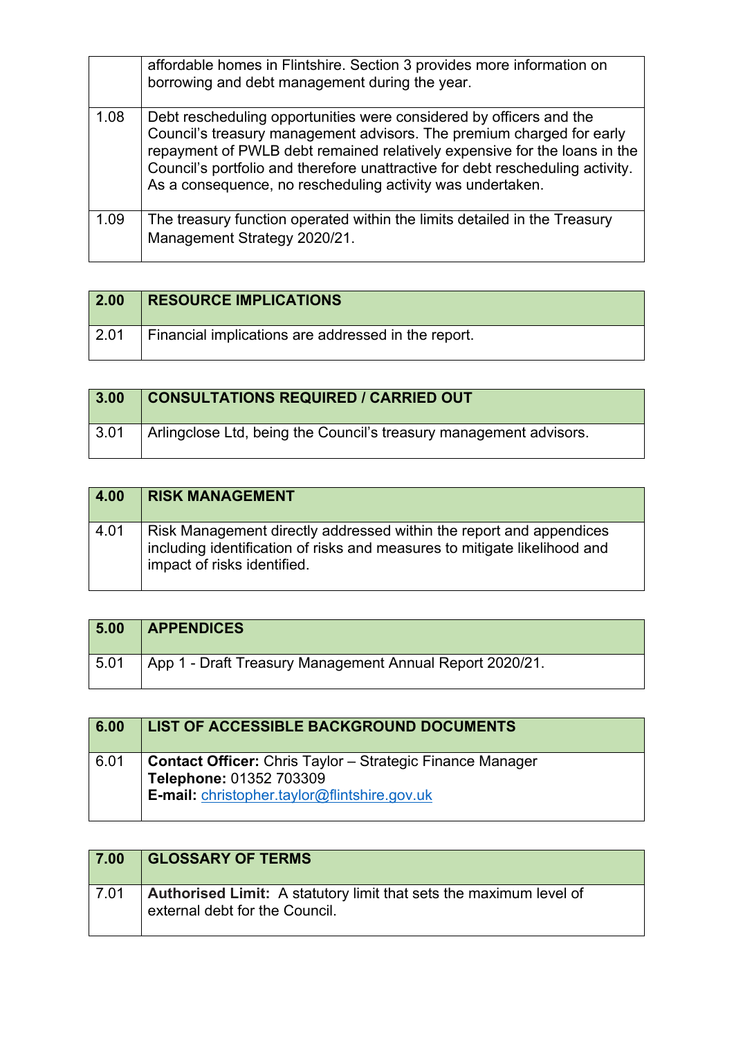| | |
|---|---|
| | affordable homes in Flintshire. Section 3 provides more information on borrowing and debt management during the year. |
| 1.08 | Debt rescheduling opportunities were considered by officers and the Council's treasury management advisors. The premium charged for early repayment of PWLB debt remained relatively expensive for the loans in the Council's portfolio and therefore unattractive for debt rescheduling activity. As a consequence, no rescheduling activity was undertaken. |
| 1.09 | The treasury function operated within the limits detailed in the Treasury Management Strategy 2020/21. |

| **2.00** | **RESOURCE IMPLICATIONS** |
|---|---|
| 2.01 | Financial implications are addressed in the report. |

| **3.00** | **CONSULTATIONS REQUIRED / CARRIED OUT** |
|---|---|
| 3.01 | Arlingclose Ltd, being the Council's treasury management advisors. |

| **4.00** | **RISK MANAGEMENT** |
|---|---|
| 4.01 | Risk Management directly addressed within the report and appendices including identification of risks and measures to mitigate likelihood and impact of risks identified. |

| **5.00** | **APPENDICES** |
|---|---|
| 5.01 | App 1 - Draft Treasury Management Annual Report 2020/21. |

| **6.00** | **LIST OF ACCESSIBLE BACKGROUND DOCUMENTS** |
|---|---|
| 6.01 | **Contact Officer:** Chris Taylor – Strategic Finance Manager<br>**Telephone:** 01352 703309<br>**E-mail:** christopher.taylor@flintshire.gov.uk |

| **7.00** | **GLOSSARY OF TERMS** |
|---|---|
| 7.01 | **Authorised Limit:** A statutory limit that sets the maximum level of external debt for the Council. |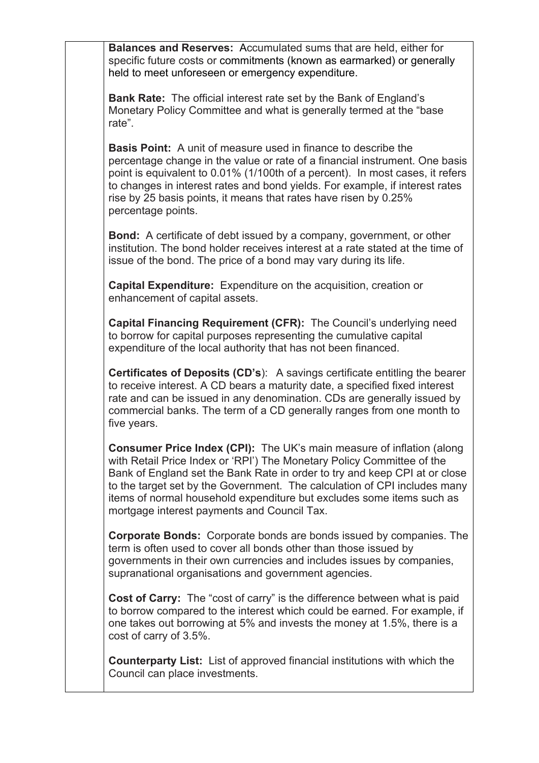**Balances and Reserves:** Accumulated sums that are held, either for specific future costs or commitments (known as earmarked) or generally held to meet unforeseen or emergency expenditure.

**Bank Rate:** The official interest rate set by the Bank of England's Monetary Policy Committee and what is generally termed at the "base rate".

**Basis Point:** A unit of measure used in finance to describe the percentage change in the value or rate of a financial instrument. One basis point is equivalent to 0.01% (1/100th of a percent). In most cases, it refers to changes in interest rates and bond yields. For example, if interest rates rise by 25 basis points, it means that rates have risen by 0.25% percentage points.

**Bond:** A certificate of debt issued by a company, government, or other institution. The bond holder receives interest at a rate stated at the time of issue of the bond. The price of a bond may vary during its life.

**Capital Expenditure:** Expenditure on the acquisition, creation or enhancement of capital assets.

**Capital Financing Requirement (CFR):** The Council's underlying need to borrow for capital purposes representing the cumulative capital expenditure of the local authority that has not been financed.

**Certificates of Deposits (CD's)**: A savings certificate entitling the bearer to receive interest. A CD bears a maturity date, a specified fixed interest rate and can be issued in any denomination. CDs are generally issued by commercial banks. The term of a CD generally ranges from one month to five years.

**Consumer Price Index (CPI):** The UK's main measure of inflation (along with Retail Price Index or 'RPI') The Monetary Policy Committee of the Bank of England set the Bank Rate in order to try and keep CPI at or close to the target set by the Government. The calculation of CPI includes many items of normal household expenditure but excludes some items such as mortgage interest payments and Council Tax.

**Corporate Bonds:** Corporate bonds are bonds issued by companies. The term is often used to cover all bonds other than those issued by governments in their own currencies and includes issues by companies, supranational organisations and government agencies.

**Cost of Carry:** The "cost of carry" is the difference between what is paid to borrow compared to the interest which could be earned. For example, if one takes out borrowing at 5% and invests the money at 1.5%, there is a cost of carry of 3.5%.

**Counterparty List:** List of approved financial institutions with which the Council can place investments.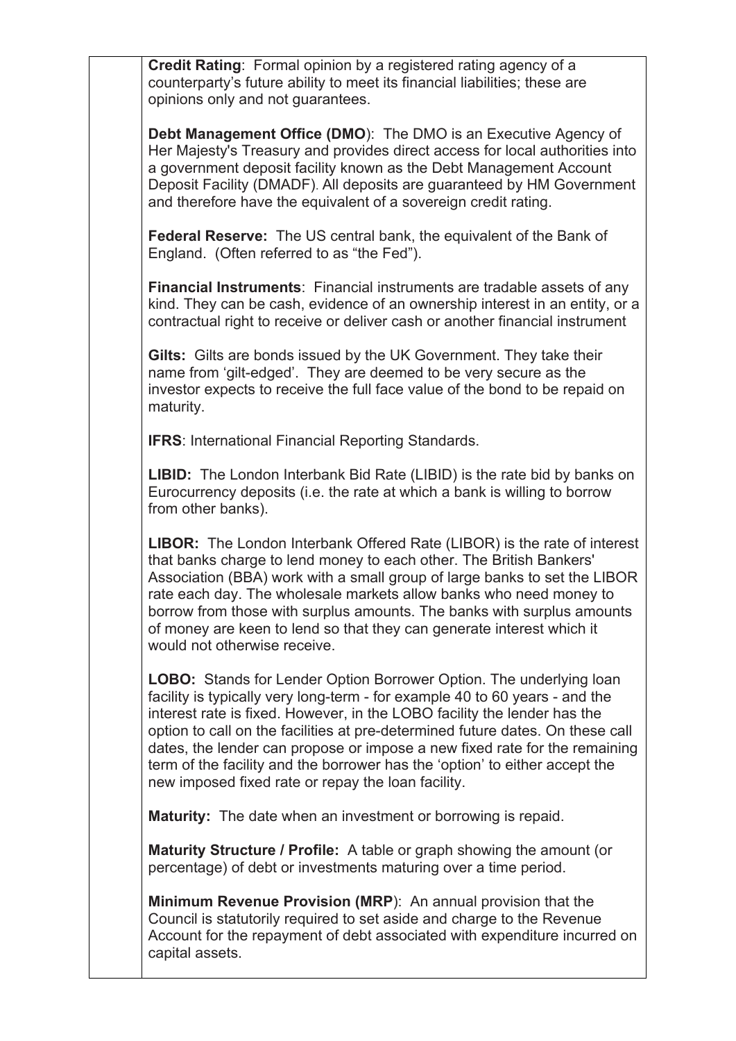**Credit Rating**: Formal opinion by a registered rating agency of a counterparty's future ability to meet its financial liabilities; these are opinions only and not guarantees.

**Debt Management Office (DMO)**: The DMO is an Executive Agency of Her Majesty's Treasury and provides direct access for local authorities into a government deposit facility known as the Debt Management Account Deposit Facility (DMADF). All deposits are guaranteed by HM Government and therefore have the equivalent of a sovereign credit rating.

**Federal Reserve:** The US central bank, the equivalent of the Bank of England. (Often referred to as "the Fed").

**Financial Instruments**: Financial instruments are tradable assets of any kind. They can be cash, evidence of an ownership interest in an entity, or a contractual right to receive or deliver cash or another financial instrument

**Gilts:** Gilts are bonds issued by the UK Government. They take their name from 'gilt-edged'. They are deemed to be very secure as the investor expects to receive the full face value of the bond to be repaid on maturity.

**IFRS**: International Financial Reporting Standards.

**LIBID:** The London Interbank Bid Rate (LIBID) is the rate bid by banks on Eurocurrency deposits (i.e. the rate at which a bank is willing to borrow from other banks).

**LIBOR:** The London Interbank Offered Rate (LIBOR) is the rate of interest that banks charge to lend money to each other. The British Bankers' Association (BBA) work with a small group of large banks to set the LIBOR rate each day. The wholesale markets allow banks who need money to borrow from those with surplus amounts. The banks with surplus amounts of money are keen to lend so that they can generate interest which it would not otherwise receive.

**LOBO:** Stands for Lender Option Borrower Option. The underlying loan facility is typically very long-term - for example 40 to 60 years - and the interest rate is fixed. However, in the LOBO facility the lender has the option to call on the facilities at pre-determined future dates. On these call dates, the lender can propose or impose a new fixed rate for the remaining term of the facility and the borrower has the 'option' to either accept the new imposed fixed rate or repay the loan facility.

**Maturity:** The date when an investment or borrowing is repaid.

**Maturity Structure / Profile:** A table or graph showing the amount (or percentage) of debt or investments maturing over a time period.

**Minimum Revenue Provision (MRP)**: An annual provision that the Council is statutorily required to set aside and charge to the Revenue Account for the repayment of debt associated with expenditure incurred on capital assets.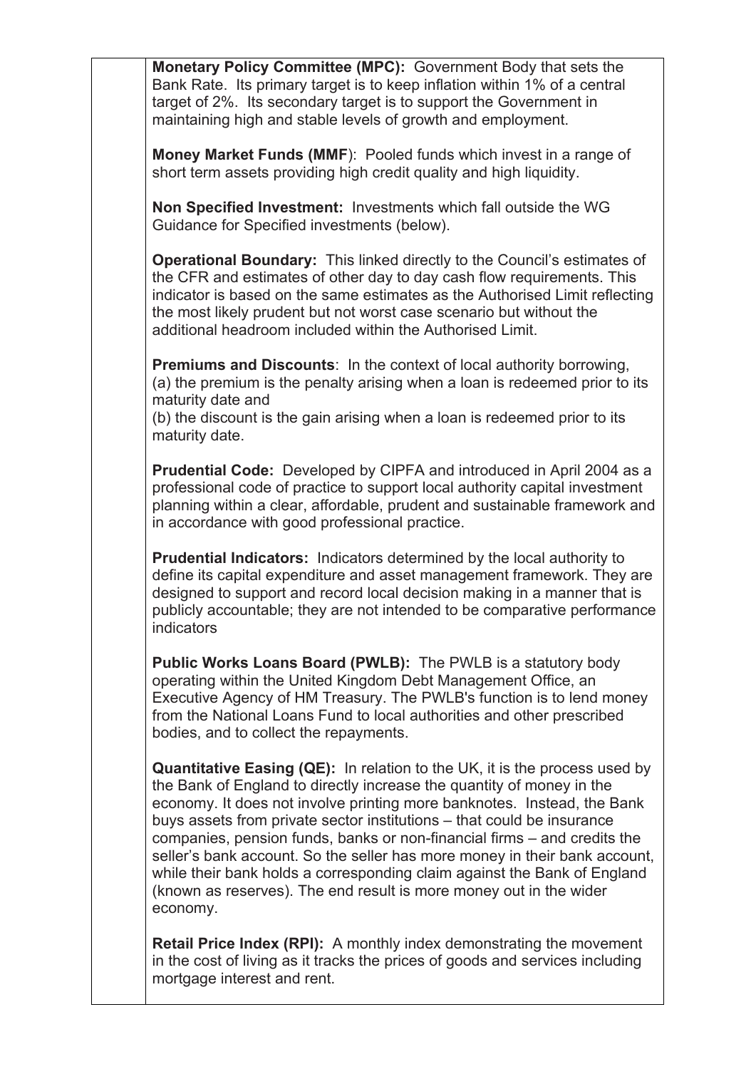**Monetary Policy Committee (MPC):** Government Body that sets the Bank Rate. Its primary target is to keep inflation within 1% of a central target of 2%. Its secondary target is to support the Government in maintaining high and stable levels of growth and employment.

**Money Market Funds (MMF**): Pooled funds which invest in a range of short term assets providing high credit quality and high liquidity.

**Non Specified Investment:** Investments which fall outside the WG Guidance for Specified investments (below).

**Operational Boundary:** This linked directly to the Council's estimates of the CFR and estimates of other day to day cash flow requirements. This indicator is based on the same estimates as the Authorised Limit reflecting the most likely prudent but not worst case scenario but without the additional headroom included within the Authorised Limit.

**Premiums and Discounts**: In the context of local authority borrowing,
(a) the premium is the penalty arising when a loan is redeemed prior to its maturity date and
(b) the discount is the gain arising when a loan is redeemed prior to its maturity date.

**Prudential Code:** Developed by CIPFA and introduced in April 2004 as a professional code of practice to support local authority capital investment planning within a clear, affordable, prudent and sustainable framework and in accordance with good professional practice.

**Prudential Indicators:** Indicators determined by the local authority to define its capital expenditure and asset management framework. They are designed to support and record local decision making in a manner that is publicly accountable; they are not intended to be comparative performance indicators

**Public Works Loans Board (PWLB):** The PWLB is a statutory body operating within the United Kingdom Debt Management Office, an Executive Agency of HM Treasury. The PWLB's function is to lend money from the National Loans Fund to local authorities and other prescribed bodies, and to collect the repayments.

**Quantitative Easing (QE):** In relation to the UK, it is the process used by the Bank of England to directly increase the quantity of money in the economy. It does not involve printing more banknotes. Instead, the Bank buys assets from private sector institutions – that could be insurance companies, pension funds, banks or non-financial firms – and credits the seller's bank account. So the seller has more money in their bank account, while their bank holds a corresponding claim against the Bank of England (known as reserves). The end result is more money out in the wider economy.

**Retail Price Index (RPI):** A monthly index demonstrating the movement in the cost of living as it tracks the prices of goods and services including mortgage interest and rent.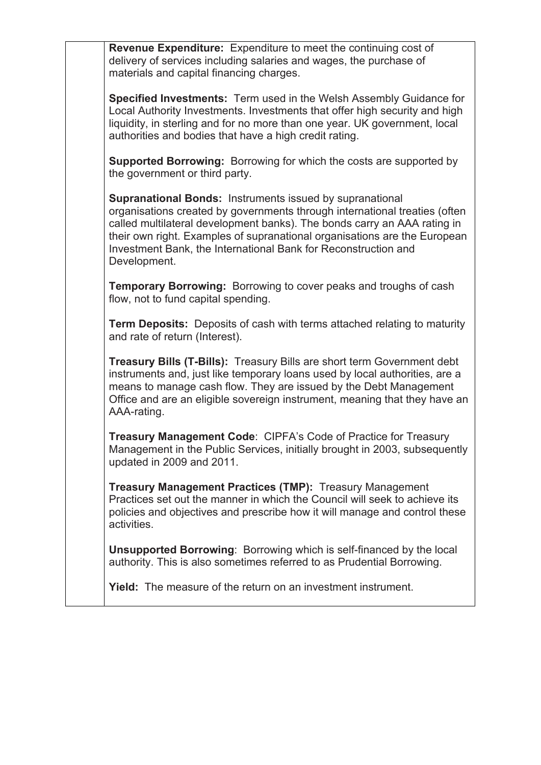**Revenue Expenditure:** Expenditure to meet the continuing cost of delivery of services including salaries and wages, the purchase of materials and capital financing charges.

**Specified Investments:** Term used in the Welsh Assembly Guidance for Local Authority Investments. Investments that offer high security and high liquidity, in sterling and for no more than one year. UK government, local authorities and bodies that have a high credit rating.

**Supported Borrowing:** Borrowing for which the costs are supported by the government or third party.

**Supranational Bonds:** Instruments issued by supranational organisations created by governments through international treaties (often called multilateral development banks). The bonds carry an AAA rating in their own right. Examples of supranational organisations are the European Investment Bank, the International Bank for Reconstruction and Development.

**Temporary Borrowing:** Borrowing to cover peaks and troughs of cash flow, not to fund capital spending.

**Term Deposits:** Deposits of cash with terms attached relating to maturity and rate of return (Interest).

**Treasury Bills (T-Bills):** Treasury Bills are short term Government debt instruments and, just like temporary loans used by local authorities, are a means to manage cash flow. They are issued by the Debt Management Office and are an eligible sovereign instrument, meaning that they have an AAA-rating.

**Treasury Management Code**: CIPFA's Code of Practice for Treasury Management in the Public Services, initially brought in 2003, subsequently updated in 2009 and 2011.

**Treasury Management Practices (TMP):** Treasury Management Practices set out the manner in which the Council will seek to achieve its policies and objectives and prescribe how it will manage and control these activities.

**Unsupported Borrowing**: Borrowing which is self-financed by the local authority. This is also sometimes referred to as Prudential Borrowing.

**Yield:** The measure of the return on an investment instrument.